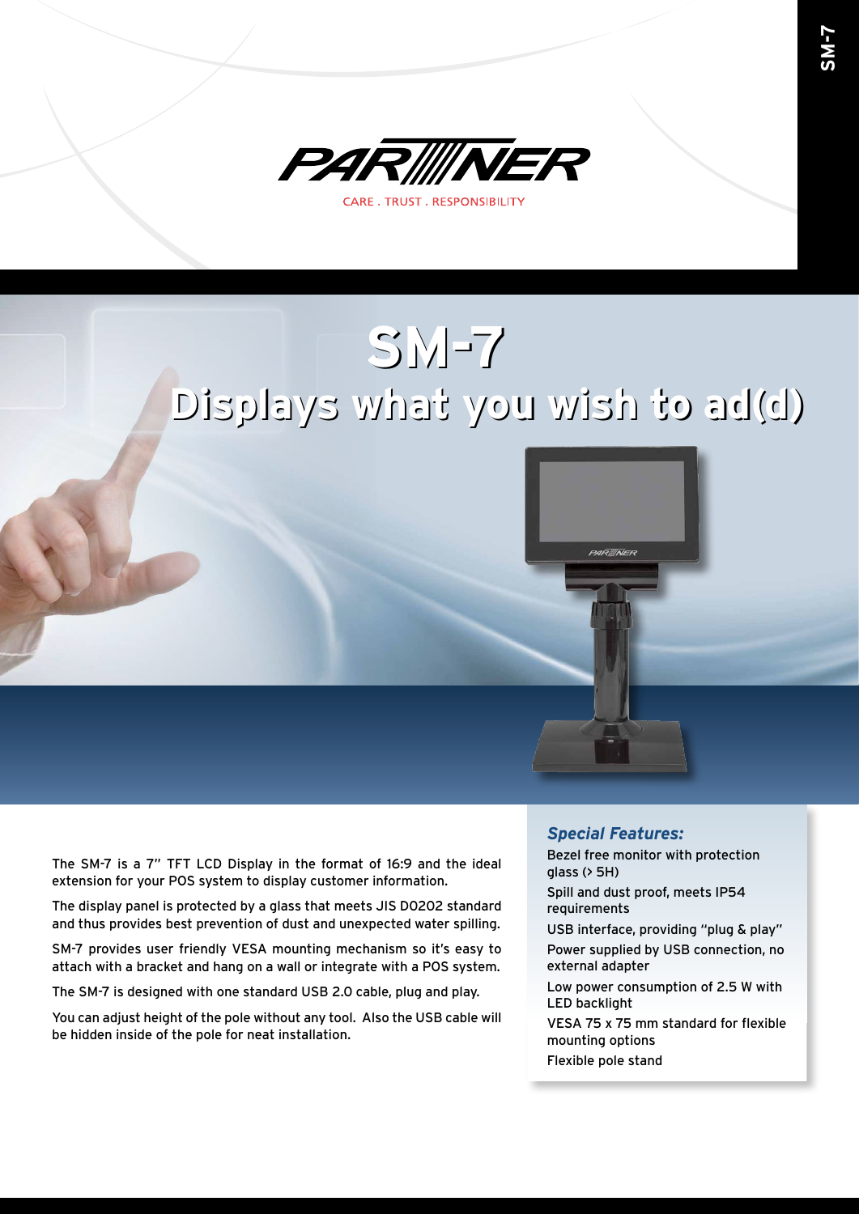PARTNER

CARE . TRUST . RESPONSIBILITY

# SM-7

## Displays what you wish to ad(d)

The SM-7 is a 7" TFT LCD Display in the format of 16:9 and the ideal extension for your POS system to display customer information.

The display panel is protected by a glass that meets JIS D0202 standard and thus provides best prevention of dust and unexpected water spilling.

SM-7 provides user friendly VESA mounting mechanism so it's easy to attach with a bracket and hang on a wall or integrate with a POS system.

The SM-7 is designed with one standard USB 2.0 cable, plug and play.

You can adjust height of the pole without any tool. Also the USB cable will be hidden inside of the pole for neat installation.

### *Special Features:*

Bezel free monitor with protection glass (> 5H)

Spill and dust proof, meets IP54 requirements

USB interface, providing "plug & play"

Power supplied by USB connection, no external adapter

Low power consumption of 2.5 W with LED backlight

VESA 75 x 75 mm standard for flexible mounting options

Flexible pole stand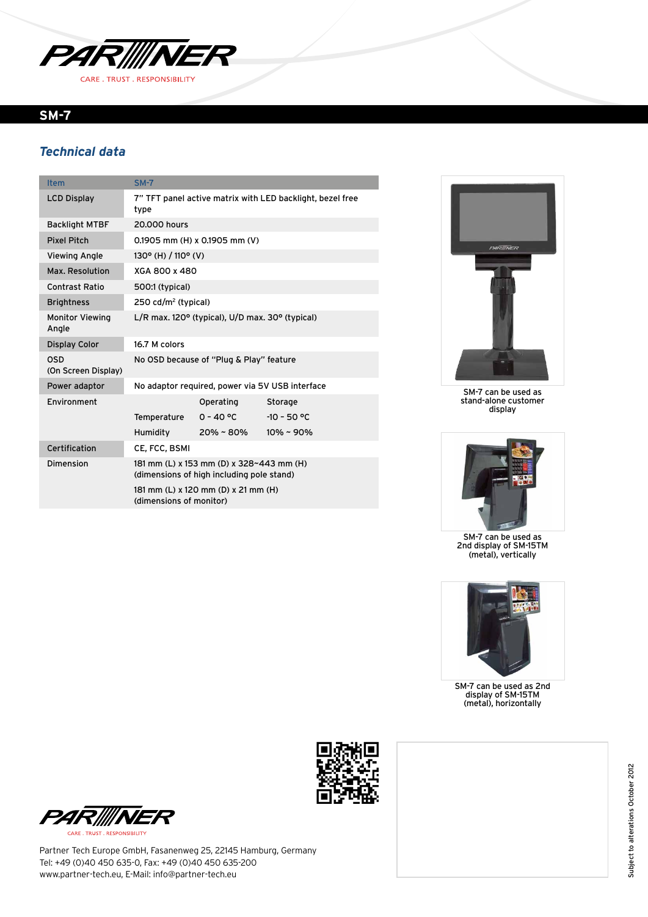## SM-7

### *Technical data*

| Item | SM-7 | | |
|---|---|---|---|
| LCD Display | 7" TFT panel active matrix with LED backlight, bezel free type | | |
| Backlight MTBF | 20.000 hours | | |
| Pixel Pitch | 0.1905 mm (H) x 0.1905 mm (V) | | |
| Viewing Angle | 130° (H) / 110° (V) | | |
| Max. Resolution | XGA 800 x 480 | | |
| Contrast Ratio | 500:1 (typical) | | |
| Brightness | 250 cd/m² (typical) | | |
| Monitor Viewing Angle | L/R max. 120° (typical), U/D max. 30° (typical) | | |
| Display Color | 16.7 M colors | | |
| OSD (On Screen Display) | No OSD because of "Plug & Play" feature | | |
| Power adaptor | No adaptor required, power via 5V USB interface | | |
| Environment | | Operating | Storage |
| | Temperature | 0 - 40 °C | -10 - 50 °C |
| | Humidity | 20% ~ 80% | 10% ~ 90% |
| Certification | CE, FCC, BSMI | | |
| Dimension | 181 mm (L) x 153 mm (D) x 328~443 mm (H) (dimensions of high including pole stand) | | |
| | 181 mm (L) x 120 mm (D) x 21 mm (H) (dimensions of monitor) | | |

SM-7 can be used as stand-alone customer display

SM-7 can be used as 2nd display of SM-15TM (metal), vertically

SM-7 can be used as 2nd display of SM-15TM (metal), horizontally

Partner Tech Europe GmbH, Fasanenweg 25, 22145 Hamburg, Germany
Tel: +49 (0)40 450 635-0, Fax: +49 (0)40 450 635-200
www.partner-tech.eu, E-Mail: info@partner-tech.eu

Subject to alterations October 2012